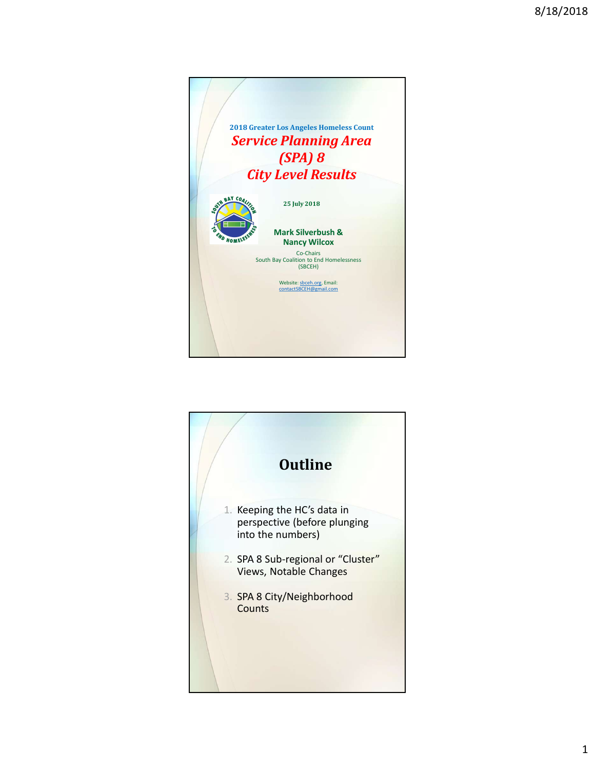2018 Greater Los Angeles Homeless Count

# *Service Planning Area (SPA) 8 City Level Results*

25 July 2018

**Mark Silverbush & Nancy Wilcox**

Co-Chairs
South Bay Coalition to End Homelessness (SBCEH)

Website: sbceh.org, Email: contactSBCEH@gmail.com

# Outline

1. Keeping the HC's data in perspective (before plunging into the numbers)
2. SPA 8 Sub-regional or "Cluster" Views, Notable Changes
3. SPA 8 City/Neighborhood Counts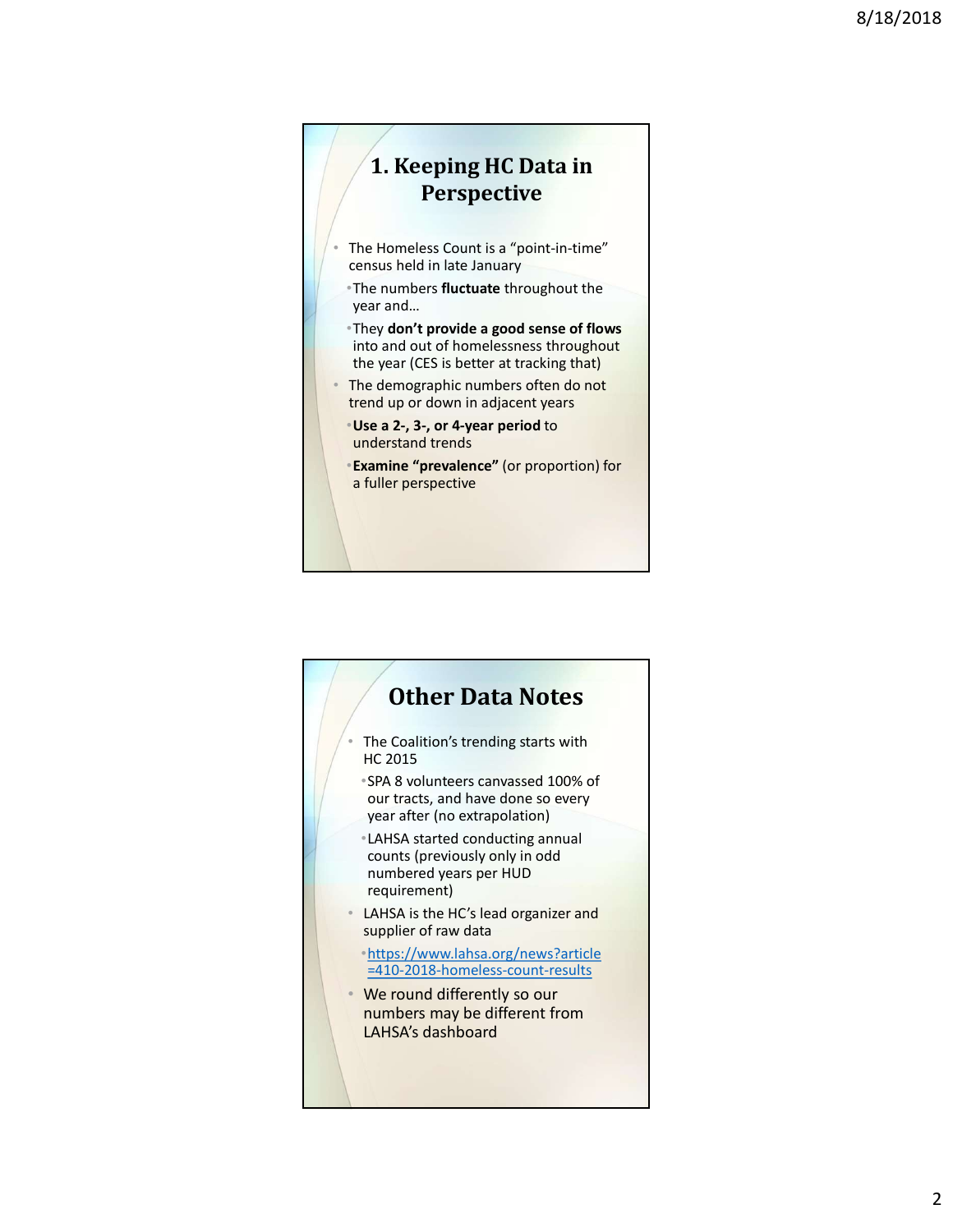## 1. Keeping HC Data in Perspective

- The Homeless Count is a "point-in-time" census held in late January
  - The numbers **fluctuate** throughout the year and…
  - They **don't provide a good sense of flows** into and out of homelessness throughout the year (CES is better at tracking that)
- The demographic numbers often do not trend up or down in adjacent years
  - **Use a 2-, 3-, or 4-year period** to understand trends
  - **Examine "prevalence"** (or proportion) for a fuller perspective

## Other Data Notes

- The Coalition's trending starts with HC 2015
  - SPA 8 volunteers canvassed 100% of our tracts, and have done so every year after (no extrapolation)
  - LAHSA started conducting annual counts (previously only in odd numbered years per HUD requirement)
- LAHSA is the HC's lead organizer and supplier of raw data
  - https://www.lahsa.org/news?article=410-2018-homeless-count-results
- We round differently so our numbers may be different from LAHSA's dashboard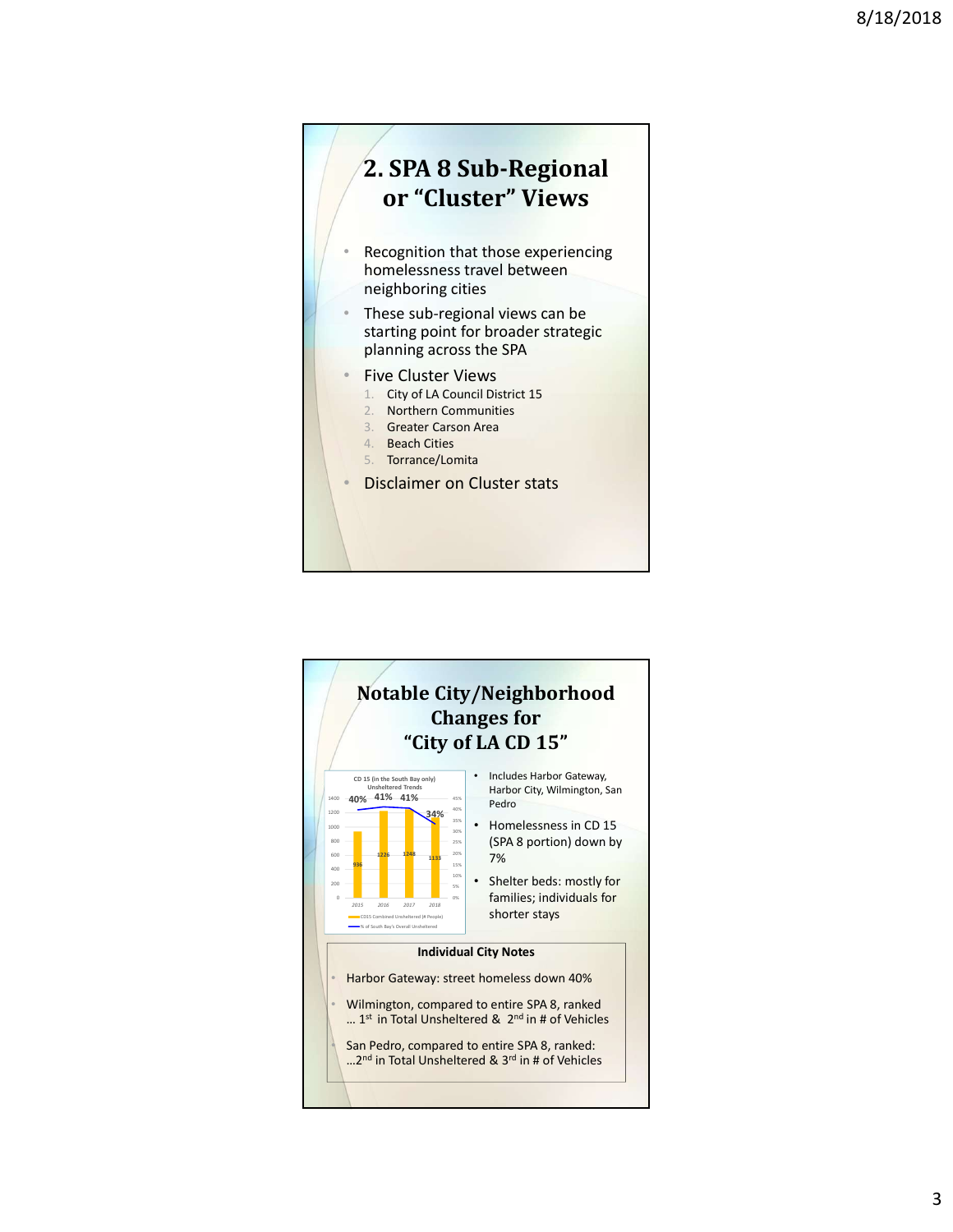# 2. SPA 8 Sub-Regional or "Cluster" Views

- Recognition that those experiencing homelessness travel between neighboring cities
- These sub-regional views can be starting point for broader strategic planning across the SPA
- Five Cluster Views
  1. City of LA Council District 15
  2. Northern Communities
  3. Greater Carson Area
  4. Beach Cities
  5. Torrance/Lomita
- Disclaimer on Cluster stats

# Notable City/Neighborhood Changes for "City of LA CD 15"

CD 15 (in the South Bay only) Unsheltered Trends

| Year | CD15 Combined Unsheltered (# People) | % of South Bay's Overall Unsheltered |
|---|---|---|
| 2015 | 936 | 40% |
| 2016 | 1226 | 41% |
| 2017 | 1248 | 41% |
| 2018 | 1133 | 34% |

- Includes Harbor Gateway, Harbor City, Wilmington, San Pedro
- Homelessness in CD 15 (SPA 8 portion) down by 7%
- Shelter beds: mostly for families; individuals for shorter stays

**Individual City Notes**

- Harbor Gateway: street homeless down 40%
- Wilmington, compared to entire SPA 8, ranked … 1st in Total Unsheltered & 2nd in # of Vehicles
- San Pedro, compared to entire SPA 8, ranked: …2nd in Total Unsheltered & 3rd in # of Vehicles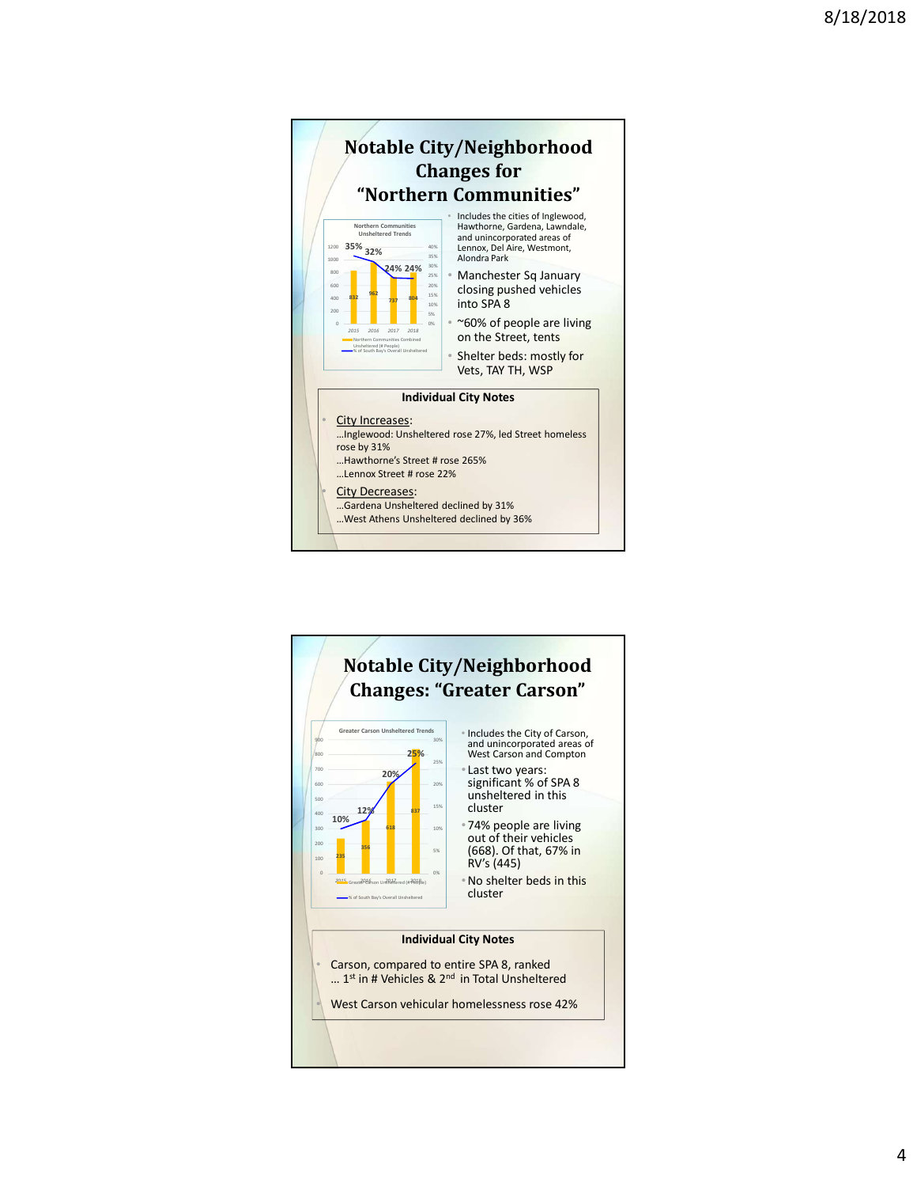# Notable City/Neighborhood Changes for "Northern Communities"

**Northern Communities Unsheltered Trends**

| Year | Northern Communities Combined Unsheltered (# People) | % of South Bay's Overall Unsheltered |
|---|---|---|
| 2015 | 832 | 35% |
| 2016 | 962 | 32% |
| 2017 | 737 | 24% |
| 2018 | 804 | 24% |

- Includes the cities of Inglewood, Hawthorne, Gardena, Lawndale, and unincorporated areas of Lennox, Del Aire, Westmont, Alondra Park
- Manchester Sq January closing pushed vehicles into SPA 8
- ~60% of people are living on the Street, tents
- Shelter beds: mostly for Vets, TAY TH, WSP

**Individual City Notes**

- City Increases:
  …Inglewood: Unsheltered rose 27%, led Street homeless rose by 31%
  …Hawthorne's Street # rose 265%
  …Lennox Street # rose 22%
- City Decreases:
  …Gardena Unsheltered declined by 31%
  …West Athens Unsheltered declined by 36%

# Notable City/Neighborhood Changes: "Greater Carson"

**Greater Carson Unsheltered Trends**

| Year | Greater Carson Unsheltered (# People) | % of South Bay's Overall Unsheltered |
|---|---|---|
| 2015 | 235 | 10% |
| 2016 | 356 | 12% |
| 2017 | 618 | 20% |
| 2018 | 837 | 25% |

- Includes the City of Carson, and unincorporated areas of West Carson and Compton
- Last two years: significant % of SPA 8 unsheltered in this cluster
- 74% people are living out of their vehicles (668). Of that, 67% in RV's (445)
- No shelter beds in this cluster

**Individual City Notes**

- Carson, compared to entire SPA 8, ranked … 1st in # Vehicles & 2nd in Total Unsheltered
- West Carson vehicular homelessness rose 42%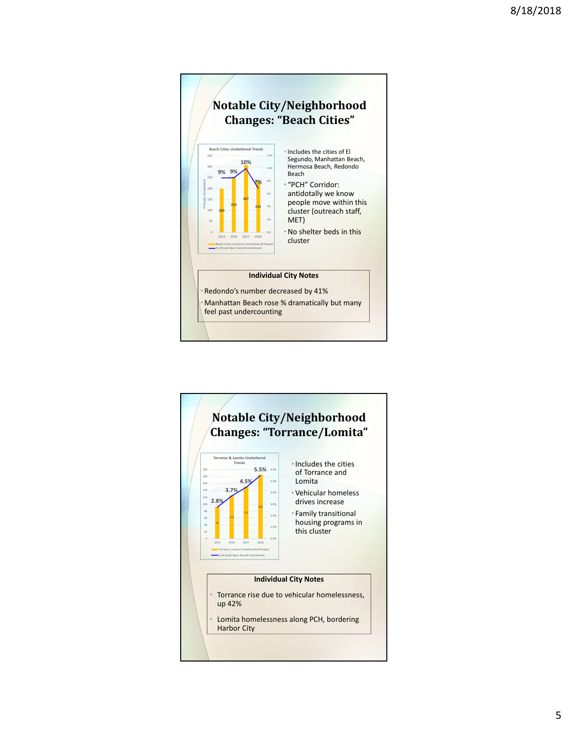## Notable City/Neighborhood Changes: "Beach Cities"

Beach Cities Unheltered Trends

350
300
250
200
150
100
50
0

# People Unsheltered

10%
9% 9%
7%

200
254
307
234

2015 2016 2017 2018

12%
10%
8%
6%
4%
2%
0%

Beach Cities Combined Unsheltered (# People)
% of South Bay's Overall Unsheltered

- Includes the cities of El Segundo, Manhattan Beach, Hermosa Beach, Redondo Beach
- "PCH" Corridor: antidotally we know people move within this cluster (outreach staff, MET)
- No shelter beds in this cluster

**Individual City Notes**

- Redondo's number decreased by 41%
- Manhattan Beach rose % dramatically but many feel past undercounting

## Notable City/Neighborhood Changes: "Torrance/Lomita"

Torrance & Lomita Unsheltered Trends

200
180
160
140
120
100
80
60
40
20
0

5.5%
4.5%
3.7%
2.8%

93
126
151
186

2015 2016 2017 2018

6.0%
5.0%
4.0%
3.0%
2.0%
1.0%
0.0%

Torrance, Lomita Unsheltered (# People)
% of South Bay's Overall Unsheltered

- Includes the cities of Torrance and Lomita
- Vehicular homeless drives increase
- Family transitional housing programs in this cluster

**Individual City Notes**

- Torrance rise due to vehicular homelessness, up 42%
- Lomita homelessness along PCH, bordering Harbor City